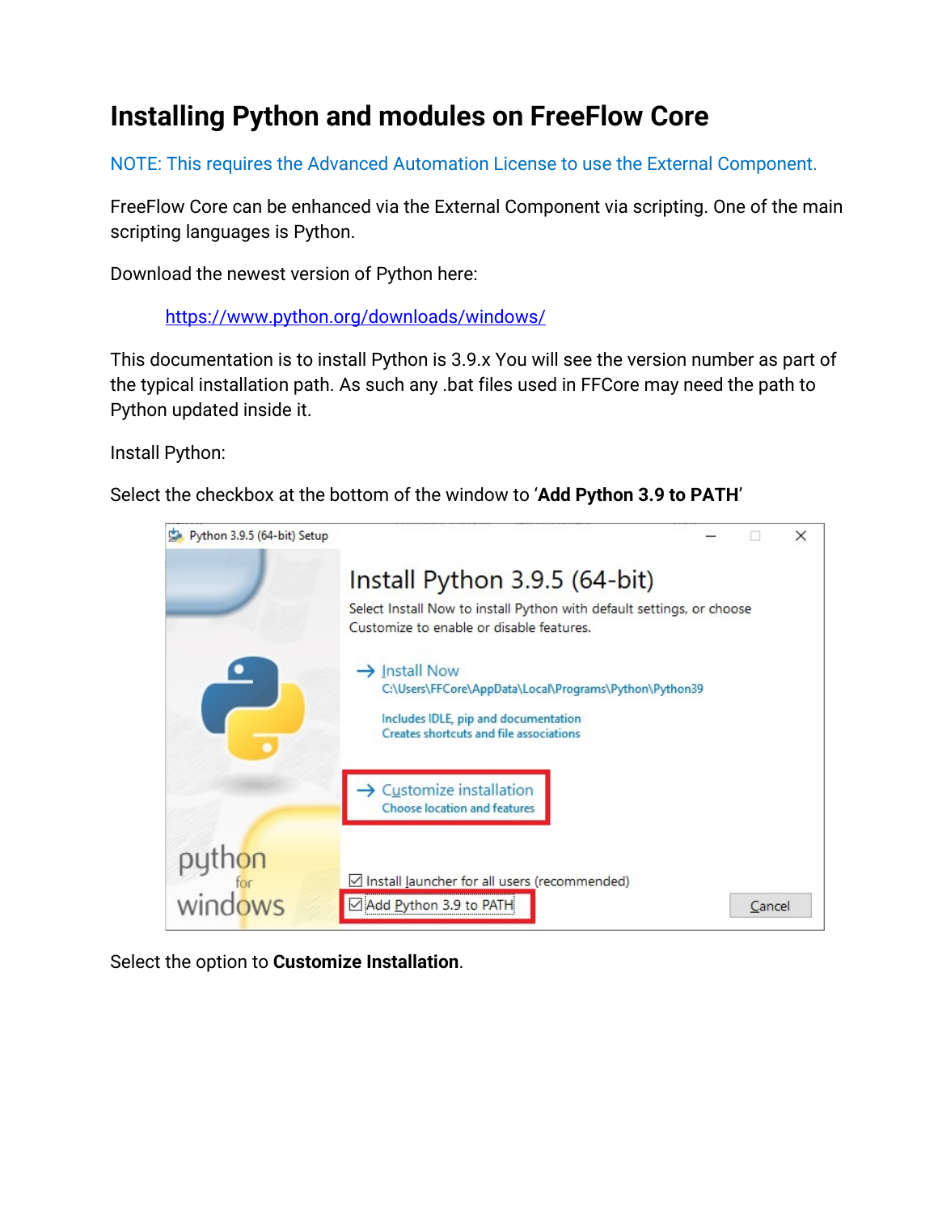# Installing Python and modules on FreeFlow Core

NOTE: This requires the Advanced Automation License to use the External Component.

FreeFlow Core can be enhanced via the External Component via scripting. One of the main scripting languages is Python.

Download the newest version of Python here:

https://www.python.org/downloads/windows/

This documentation is to install Python is 3.9.x You will see the version number as part of the typical installation path. As such any .bat files used in FFCore may need the path to Python updated inside it.

Install Python:

Select the checkbox at the bottom of the window to '**Add Python 3.9 to PATH**'

Select the option to **Customize Installation**.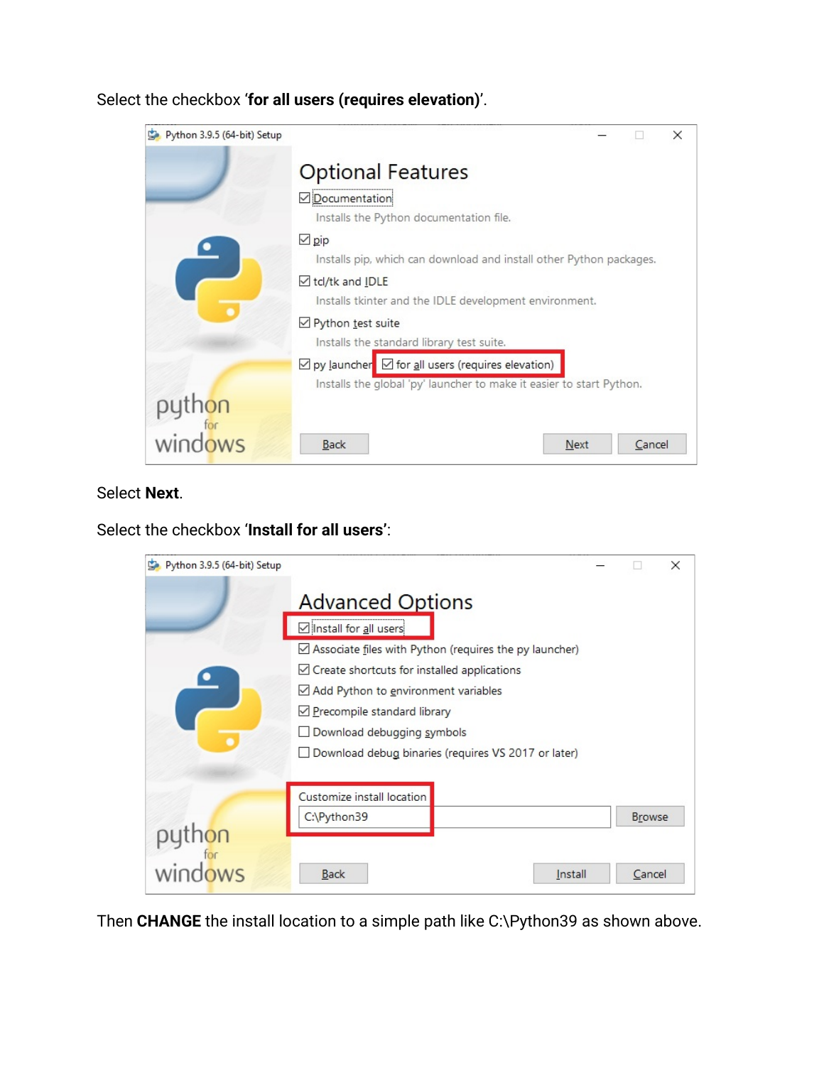Select the checkbox '**for all users (requires elevation)**'.

Select **Next**.

Select the checkbox '**Install for all users**':

Then **CHANGE** the install location to a simple path like C:\Python39 as shown above.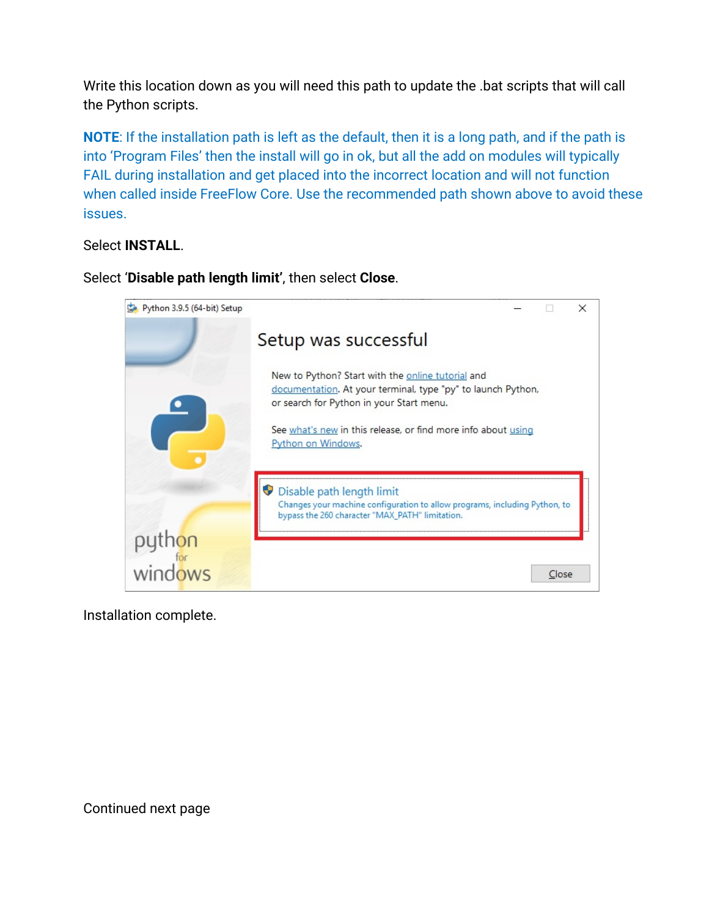Write this location down as you will need this path to update the .bat scripts that will call the Python scripts.

**NOTE**: If the installation path is left as the default, then it is a long path, and if the path is into 'Program Files' then the install will go in ok, but all the add on modules will typically FAIL during installation and get placed into the incorrect location and will not function when called inside FreeFlow Core. Use the recommended path shown above to avoid these issues.

Select **INSTALL**.

Select '**Disable path length limit**', then select **Close**.

Installation complete.

Continued next page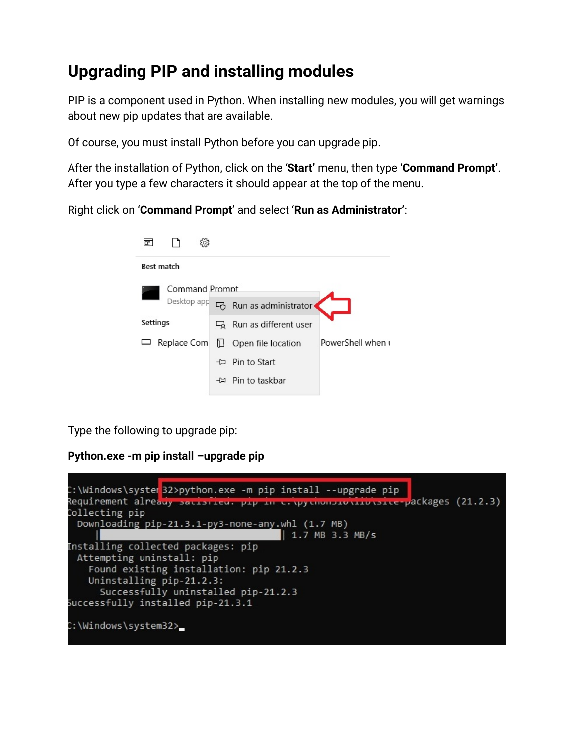# Upgrading PIP and installing modules

PIP is a component used in Python. When installing new modules, you will get warnings about new pip updates that are available.

Of course, you must install Python before you can upgrade pip.

After the installation of Python, click on the '**Start'** menu, then type '**Command Prompt'**. After you type a few characters it should appear at the top of the menu.

Right click on '**Command Prompt**' and select '**Run as Administrator'**:

Type the following to upgrade pip:

**Python.exe -m pip install –upgrade pip**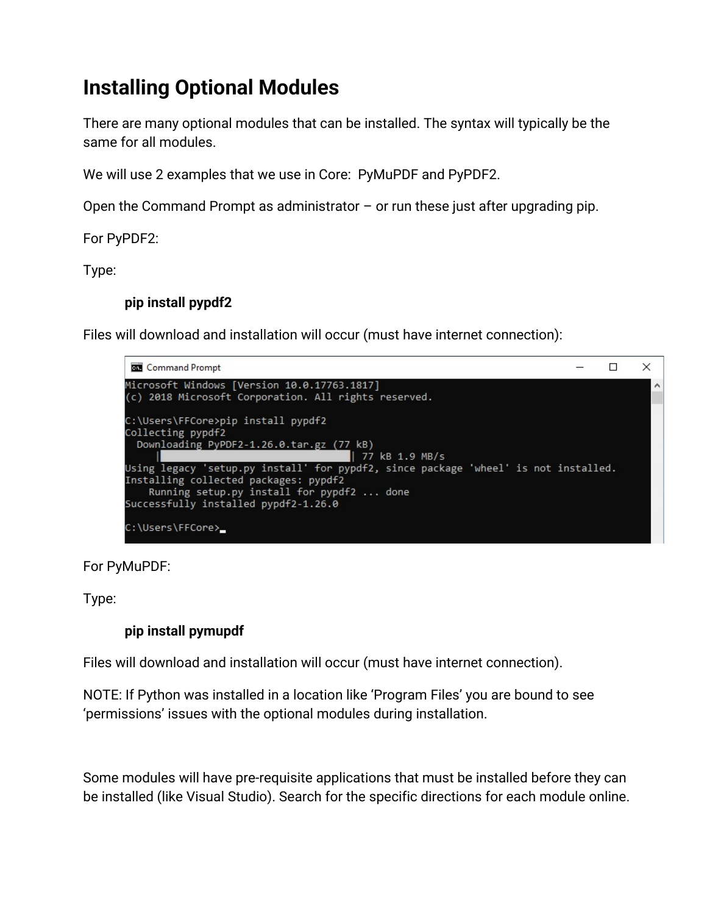# Installing Optional Modules

There are many optional modules that can be installed. The syntax will typically be the same for all modules.

We will use 2 examples that we use in Core: PyMuPDF and PyPDF2.

Open the Command Prompt as administrator – or run these just after upgrading pip.

For PyPDF2:

Type:

> **pip install pypdf2**

Files will download and installation will occur (must have internet connection):

```
Microsoft Windows [Version 10.0.17763.1817]
(c) 2018 Microsoft Corporation. All rights reserved.

C:\Users\FFCore>pip install pypdf2
Collecting pypdf2
  Downloading PyPDF2-1.26.0.tar.gz (77 kB)
     |████████████████████████████████| 77 kB 1.9 MB/s
Using legacy 'setup.py install' for pypdf2, since package 'wheel' is not installed.
Installing collected packages: pypdf2
    Running setup.py install for pypdf2 ... done
Successfully installed pypdf2-1.26.0

C:\Users\FFCore>
```

For PyMuPDF:

Type:

> **pip install pymupdf**

Files will download and installation will occur (must have internet connection).

NOTE: If Python was installed in a location like 'Program Files' you are bound to see 'permissions' issues with the optional modules during installation.

Some modules will have pre-requisite applications that must be installed before they can be installed (like Visual Studio). Search for the specific directions for each module online.